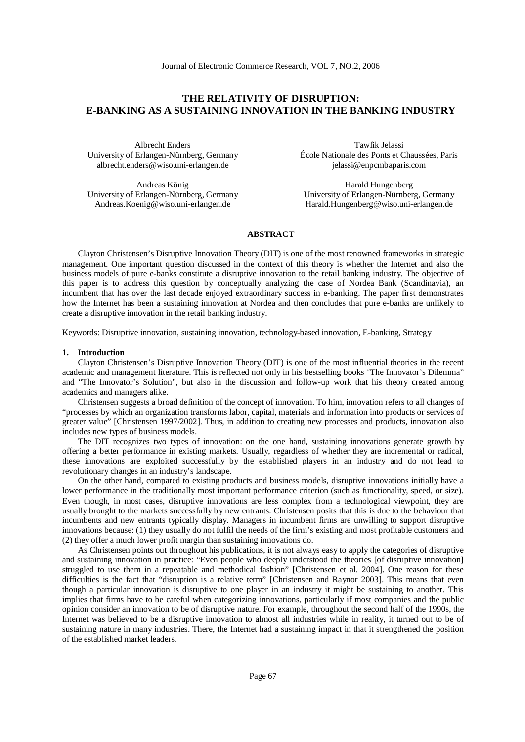# THE RELATIVITY OF DISRUPTION: E-BANKING AS A SUSTAINING INNOVATION IN THE BANKING INDUSTRY

Albrecht Enders
University of Erlangen-Nürnberg, Germany
albrecht.enders@wiso.uni-erlangen.de

Tawfik Jelassi
École Nationale des Ponts et Chaussées, Paris
jelassi@enpcmbaparis.com

Andreas König
University of Erlangen-Nürnberg, Germany
Andreas.Koenig@wiso.uni-erlangen.de

Harald Hungenberg
University of Erlangen-Nürnberg, Germany
Harald.Hungenberg@wiso.uni-erlangen.de

## ABSTRACT

Clayton Christensen's Disruptive Innovation Theory (DIT) is one of the most renowned frameworks in strategic management. One important question discussed in the context of this theory is whether the Internet and also the business models of pure e-banks constitute a disruptive innovation to the retail banking industry. The objective of this paper is to address this question by conceptually analyzing the case of Nordea Bank (Scandinavia), an incumbent that has over the last decade enjoyed extraordinary success in e-banking. The paper first demonstrates how the Internet has been a sustaining innovation at Nordea and then concludes that pure e-banks are unlikely to create a disruptive innovation in the retail banking industry.

Keywords: Disruptive innovation, sustaining innovation, technology-based innovation, E-banking, Strategy

## 1. Introduction

Clayton Christensen's Disruptive Innovation Theory (DIT) is one of the most influential theories in the recent academic and management literature. This is reflected not only in his bestselling books "The Innovator's Dilemma" and "The Innovator's Solution", but also in the discussion and follow-up work that his theory created among academics and managers alike.

Christensen suggests a broad definition of the concept of innovation. To him, innovation refers to all changes of "processes by which an organization transforms labor, capital, materials and information into products or services of greater value" [Christensen 1997/2002]. Thus, in addition to creating new processes and products, innovation also includes new types of business models.

The DIT recognizes two types of innovation: on the one hand, sustaining innovations generate growth by offering a better performance in existing markets. Usually, regardless of whether they are incremental or radical, these innovations are exploited successfully by the established players in an industry and do not lead to revolutionary changes in an industry's landscape.

On the other hand, compared to existing products and business models, disruptive innovations initially have a lower performance in the traditionally most important performance criterion (such as functionality, speed, or size). Even though, in most cases, disruptive innovations are less complex from a technological viewpoint, they are usually brought to the markets successfully by new entrants. Christensen posits that this is due to the behaviour that incumbents and new entrants typically display. Managers in incumbent firms are unwilling to support disruptive innovations because: (1) they usually do not fulfil the needs of the firm's existing and most profitable customers and (2) they offer a much lower profit margin than sustaining innovations do.

As Christensen points out throughout his publications, it is not always easy to apply the categories of disruptive and sustaining innovation in practice: "Even people who deeply understood the theories [of disruptive innovation] struggled to use them in a repeatable and methodical fashion" [Christensen et al. 2004]. One reason for these difficulties is the fact that "disruption is a relative term" [Christensen and Raynor 2003]. This means that even though a particular innovation is disruptive to one player in an industry it might be sustaining to another. This implies that firms have to be careful when categorizing innovations, particularly if most companies and the public opinion consider an innovation to be of disruptive nature. For example, throughout the second half of the 1990s, the Internet was believed to be a disruptive innovation to almost all industries while in reality, it turned out to be of sustaining nature in many industries. There, the Internet had a sustaining impact in that it strengthened the position of the established market leaders.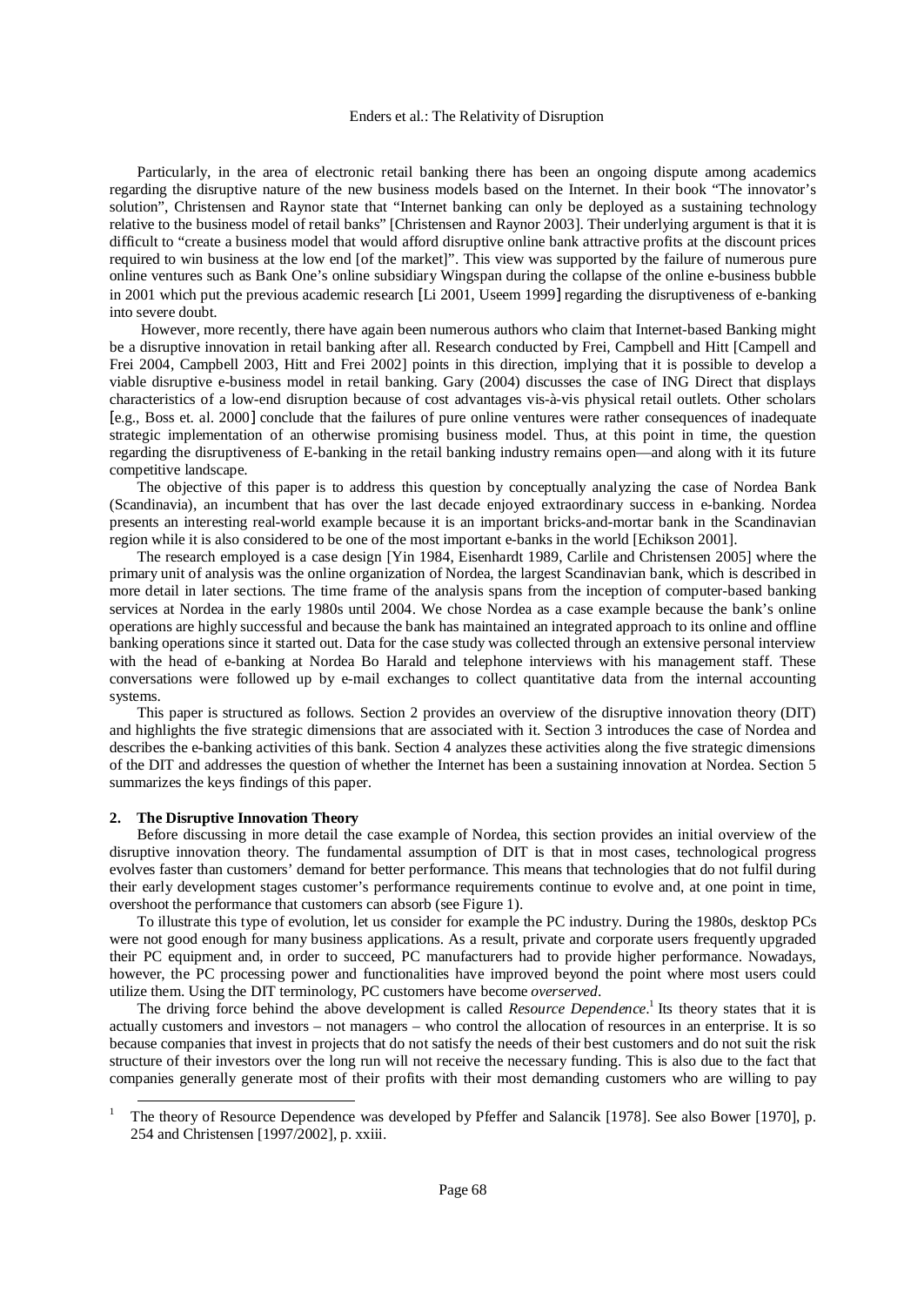Particularly, in the area of electronic retail banking there has been an ongoing dispute among academics regarding the disruptive nature of the new business models based on the Internet. In their book "The innovator's solution", Christensen and Raynor state that "Internet banking can only be deployed as a sustaining technology relative to the business model of retail banks" [Christensen and Raynor 2003]. Their underlying argument is that it is difficult to "create a business model that would afford disruptive online bank attractive profits at the discount prices required to win business at the low end [of the market]". This view was supported by the failure of numerous pure online ventures such as Bank One's online subsidiary Wingspan during the collapse of the online e-business bubble in 2001 which put the previous academic research [Li 2001, Useem 1999] regarding the disruptiveness of e-banking into severe doubt.

However, more recently, there have again been numerous authors who claim that Internet-based Banking might be a disruptive innovation in retail banking after all. Research conducted by Frei, Campbell and Hitt [Campell and Frei 2004, Campbell 2003, Hitt and Frei 2002] points in this direction, implying that it is possible to develop a viable disruptive e-business model in retail banking. Gary (2004) discusses the case of ING Direct that displays characteristics of a low-end disruption because of cost advantages vis-à-vis physical retail outlets. Other scholars [e.g., Boss et. al. 2000] conclude that the failures of pure online ventures were rather consequences of inadequate strategic implementation of an otherwise promising business model. Thus, at this point in time, the question regarding the disruptiveness of E-banking in the retail banking industry remains open—and along with it its future competitive landscape.

The objective of this paper is to address this question by conceptually analyzing the case of Nordea Bank (Scandinavia), an incumbent that has over the last decade enjoyed extraordinary success in e-banking. Nordea presents an interesting real-world example because it is an important bricks-and-mortar bank in the Scandinavian region while it is also considered to be one of the most important e-banks in the world [Echikson 2001].

The research employed is a case design [Yin 1984, Eisenhardt 1989, Carlile and Christensen 2005] where the primary unit of analysis was the online organization of Nordea, the largest Scandinavian bank, which is described in more detail in later sections. The time frame of the analysis spans from the inception of computer-based banking services at Nordea in the early 1980s until 2004. We chose Nordea as a case example because the bank's online operations are highly successful and because the bank has maintained an integrated approach to its online and offline banking operations since it started out. Data for the case study was collected through an extensive personal interview with the head of e-banking at Nordea Bo Harald and telephone interviews with his management staff. These conversations were followed up by e-mail exchanges to collect quantitative data from the internal accounting systems.

This paper is structured as follows. Section 2 provides an overview of the disruptive innovation theory (DIT) and highlights the five strategic dimensions that are associated with it. Section 3 introduces the case of Nordea and describes the e-banking activities of this bank. Section 4 analyzes these activities along the five strategic dimensions of the DIT and addresses the question of whether the Internet has been a sustaining innovation at Nordea. Section 5 summarizes the keys findings of this paper.

## 2. The Disruptive Innovation Theory

Before discussing in more detail the case example of Nordea, this section provides an initial overview of the disruptive innovation theory. The fundamental assumption of DIT is that in most cases, technological progress evolves faster than customers' demand for better performance. This means that technologies that do not fulfil during their early development stages customer's performance requirements continue to evolve and, at one point in time, overshoot the performance that customers can absorb (see Figure 1).

To illustrate this type of evolution, let us consider for example the PC industry. During the 1980s, desktop PCs were not good enough for many business applications. As a result, private and corporate users frequently upgraded their PC equipment and, in order to succeed, PC manufacturers had to provide higher performance. Nowadays, however, the PC processing power and functionalities have improved beyond the point where most users could utilize them. Using the DIT terminology, PC customers have become *overserved*.

The driving force behind the above development is called *Resource Dependence*.[1] Its theory states that it is actually customers and investors – not managers – who control the allocation of resources in an enterprise. It is so because companies that invest in projects that do not satisfy the needs of their best customers and do not suit the risk structure of their investors over the long run will not receive the necessary funding. This is also due to the fact that companies generally generate most of their profits with their most demanding customers who are willing to pay

[1] The theory of Resource Dependence was developed by Pfeffer and Salancik [1978]. See also Bower [1970], p. 254 and Christensen [1997/2002], p. xxiii.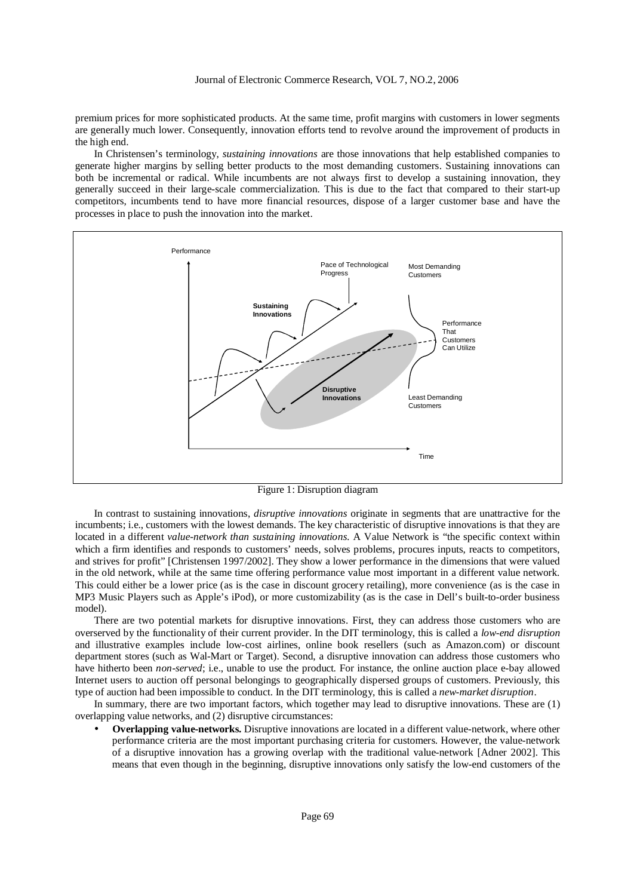premium prices for more sophisticated products. At the same time, profit margins with customers in lower segments are generally much lower. Consequently, innovation efforts tend to revolve around the improvement of products in the high end.

In Christensen's terminology, *sustaining innovations* are those innovations that help established companies to generate higher margins by selling better products to the most demanding customers. Sustaining innovations can both be incremental or radical. While incumbents are not always first to develop a sustaining innovation, they generally succeed in their large-scale commercialization. This is due to the fact that compared to their start-up competitors, incumbents tend to have more financial resources, dispose of a larger customer base and have the processes in place to push the innovation into the market.

Figure 1: Disruption diagram

In contrast to sustaining innovations, *disruptive innovations* originate in segments that are unattractive for the incumbents; i.e., customers with the lowest demands. The key characteristic of disruptive innovations is that they are located in a different *value-network than sustaining innovations.* A Value Network is "the specific context within which a firm identifies and responds to customers' needs, solves problems, procures inputs, reacts to competitors, and strives for profit" [Christensen 1997/2002]. They show a lower performance in the dimensions that were valued in the old network, while at the same time offering performance value most important in a different value network. This could either be a lower price (as is the case in discount grocery retailing), more convenience (as is the case in MP3 Music Players such as Apple's iPod), or more customizability (as is the case in Dell's built-to-order business model).

There are two potential markets for disruptive innovations. First, they can address those customers who are overserved by the functionality of their current provider. In the DIT terminology, this is called a *low-end disruption* and illustrative examples include low-cost airlines, online book resellers (such as Amazon.com) or discount department stores (such as Wal-Mart or Target). Second, a disruptive innovation can address those customers who have hitherto been *non-served*; i.e., unable to use the product. For instance, the online auction place e-bay allowed Internet users to auction off personal belongings to geographically dispersed groups of customers. Previously, this type of auction had been impossible to conduct. In the DIT terminology, this is called a *new-market disruption*.

In summary, there are two important factors, which together may lead to disruptive innovations. These are (1) overlapping value networks, and (2) disruptive circumstances:

- **Overlapping value-networks.** Disruptive innovations are located in a different value-network, where other performance criteria are the most important purchasing criteria for customers. However, the value-network of a disruptive innovation has a growing overlap with the traditional value-network [Adner 2002]. This means that even though in the beginning, disruptive innovations only satisfy the low-end customers of the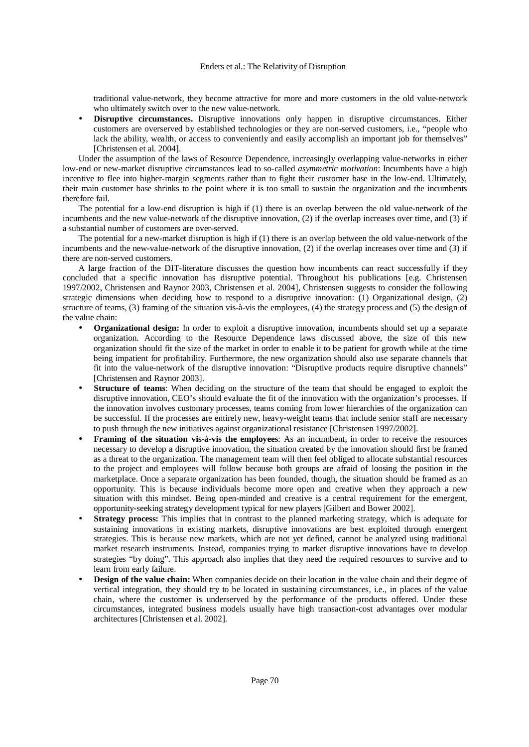traditional value-network, they become attractive for more and more customers in the old value-network who ultimately switch over to the new value-network.

- **Disruptive circumstances.** Disruptive innovations only happen in disruptive circumstances. Either customers are overserved by established technologies or they are non-served customers, i.e., "people who lack the ability, wealth, or access to conveniently and easily accomplish an important job for themselves" [Christensen et al. 2004].

Under the assumption of the laws of Resource Dependence, increasingly overlapping value-networks in either low-end or new-market disruptive circumstances lead to so-called *asymmetric motivation*: Incumbents have a high incentive to flee into higher-margin segments rather than to fight their customer base in the low-end. Ultimately, their main customer base shrinks to the point where it is too small to sustain the organization and the incumbents therefore fail.

The potential for a low-end disruption is high if (1) there is an overlap between the old value-network of the incumbents and the new value-network of the disruptive innovation, (2) if the overlap increases over time, and (3) if a substantial number of customers are over-served.

The potential for a new-market disruption is high if (1) there is an overlap between the old value-network of the incumbents and the new-value-network of the disruptive innovation, (2) if the overlap increases over time and (3) if there are non-served customers.

A large fraction of the DIT-literature discusses the question how incumbents can react successfully if they concluded that a specific innovation has disruptive potential. Throughout his publications [e.g. Christensen 1997/2002, Christensen and Raynor 2003, Christensen et al. 2004], Christensen suggests to consider the following strategic dimensions when deciding how to respond to a disruptive innovation: (1) Organizational design, (2) structure of teams, (3) framing of the situation vis-à-vis the employees, (4) the strategy process and (5) the design of the value chain:

- **Organizational design:** In order to exploit a disruptive innovation, incumbents should set up a separate organization. According to the Resource Dependence laws discussed above, the size of this new organization should fit the size of the market in order to enable it to be patient for growth while at the time being impatient for profitability. Furthermore, the new organization should also use separate channels that fit into the value-network of the disruptive innovation: "Disruptive products require disruptive channels" [Christensen and Raynor 2003].
- **Structure of teams**: When deciding on the structure of the team that should be engaged to exploit the disruptive innovation, CEO's should evaluate the fit of the innovation with the organization's processes. If the innovation involves customary processes, teams coming from lower hierarchies of the organization can be successful. If the processes are entirely new, heavy-weight teams that include senior staff are necessary to push through the new initiatives against organizational resistance [Christensen 1997/2002].
- **Framing of the situation vis-à-vis the employees**: As an incumbent, in order to receive the resources necessary to develop a disruptive innovation, the situation created by the innovation should first be framed as a threat to the organization. The management team will then feel obliged to allocate substantial resources to the project and employees will follow because both groups are afraid of loosing the position in the marketplace. Once a separate organization has been founded, though, the situation should be framed as an opportunity. This is because individuals become more open and creative when they approach a new situation with this mindset. Being open-minded and creative is a central requirement for the emergent, opportunity-seeking strategy development typical for new players [Gilbert and Bower 2002].
- **Strategy process:** This implies that in contrast to the planned marketing strategy, which is adequate for sustaining innovations in existing markets, disruptive innovations are best exploited through emergent strategies. This is because new markets, which are not yet defined, cannot be analyzed using traditional market research instruments. Instead, companies trying to market disruptive innovations have to develop strategies "by doing". This approach also implies that they need the required resources to survive and to learn from early failure.
- **Design of the value chain:** When companies decide on their location in the value chain and their degree of vertical integration, they should try to be located in sustaining circumstances, i.e., in places of the value chain, where the customer is underserved by the performance of the products offered. Under these circumstances, integrated business models usually have high transaction-cost advantages over modular architectures [Christensen et al. 2002].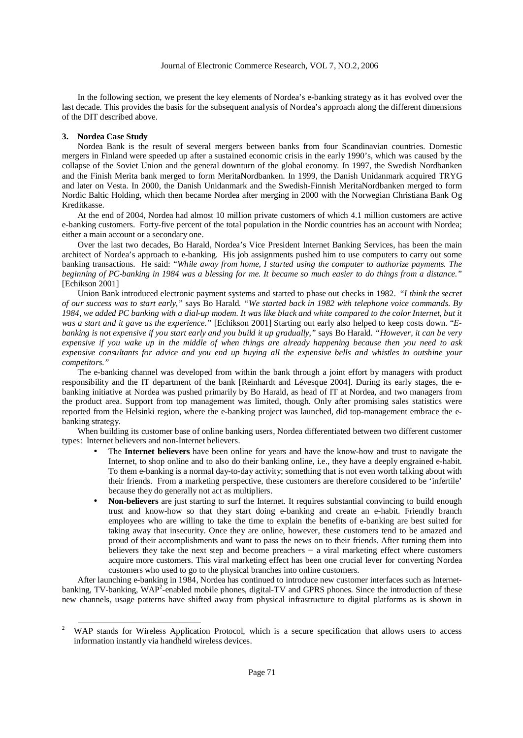In the following section, we present the key elements of Nordea's e-banking strategy as it has evolved over the last decade. This provides the basis for the subsequent analysis of Nordea's approach along the different dimensions of the DIT described above.

## 3. Nordea Case Study

Nordea Bank is the result of several mergers between banks from four Scandinavian countries. Domestic mergers in Finland were speeded up after a sustained economic crisis in the early 1990's, which was caused by the collapse of the Soviet Union and the general downturn of the global economy. In 1997, the Swedish Nordbanken and the Finish Merita bank merged to form MeritaNordbanken. In 1999, the Danish Unidanmark acquired TRYG and later on Vesta. In 2000, the Danish Unidanmark and the Swedish-Finnish MeritaNordbanken merged to form Nordic Baltic Holding, which then became Nordea after merging in 2000 with the Norwegian Christiana Bank Og Kreditkasse.

At the end of 2004, Nordea had almost 10 million private customers of which 4.1 million customers are active e-banking customers. Forty-five percent of the total population in the Nordic countries has an account with Nordea; either a main account or a secondary one.

Over the last two decades, Bo Harald, Nordea's Vice President Internet Banking Services, has been the main architect of Nordea's approach to e-banking. His job assignments pushed him to use computers to carry out some banking transactions. He said: "*While away from home, I started using the computer to authorize payments. The beginning of PC-banking in 1984 was a blessing for me. It became so much easier to do things from a distance.*" [Echikson 2001]

Union Bank introduced electronic payment systems and started to phase out checks in 1982. *"I think the secret of our success was to start early,"* says Bo Harald. *"We started back in 1982 with telephone voice commands. By 1984, we added PC banking with a dial-up modem. It was like black and white compared to the color Internet, but it was a start and it gave us the experience."* [Echikson 2001] Starting out early also helped to keep costs down. "*E-banking is not expensive if you start early and you build it up gradually,"* says Bo Harald. *"However, it can be very expensive if you wake up in the middle of when things are already happening because then you need to ask expensive consultants for advice and you end up buying all the expensive bells and whistles to outshine your competitors."*

The e-banking channel was developed from within the bank through a joint effort by managers with product responsibility and the IT department of the bank [Reinhardt and Lévesque 2004]. During its early stages, the e-banking initiative at Nordea was pushed primarily by Bo Harald, as head of IT at Nordea, and two managers from the product area. Support from top management was limited, though. Only after promising sales statistics were reported from the Helsinki region, where the e-banking project was launched, did top-management embrace the e-banking strategy.

When building its customer base of online banking users, Nordea differentiated between two different customer types: Internet believers and non-Internet believers.

- The **Internet believers** have been online for years and have the know-how and trust to navigate the Internet, to shop online and to also do their banking online, i.e., they have a deeply engrained e-habit. To them e-banking is a normal day-to-day activity; something that is not even worth talking about with their friends. From a marketing perspective, these customers are therefore considered to be 'infertile' because they do generally not act as multipliers.
- **Non-believers** are just starting to surf the Internet. It requires substantial convincing to build enough trust and know-how so that they start doing e-banking and create an e-habit. Friendly branch employees who are willing to take the time to explain the benefits of e-banking are best suited for taking away that insecurity. Once they are online, however, these customers tend to be amazed and proud of their accomplishments and want to pass the news on to their friends. After turning them into believers they take the next step and become preachers − a viral marketing effect where customers acquire more customers. This viral marketing effect has been one crucial lever for converting Nordea customers who used to go to the physical branches into online customers.

After launching e-banking in 1984, Nordea has continued to introduce new customer interfaces such as Internet-banking, TV-banking, WAP[2]-enabled mobile phones, digital-TV and GPRS phones. Since the introduction of these new channels, usage patterns have shifted away from physical infrastructure to digital platforms as is shown in

---

[2] WAP stands for Wireless Application Protocol, which is a secure specification that allows users to access information instantly via handheld wireless devices.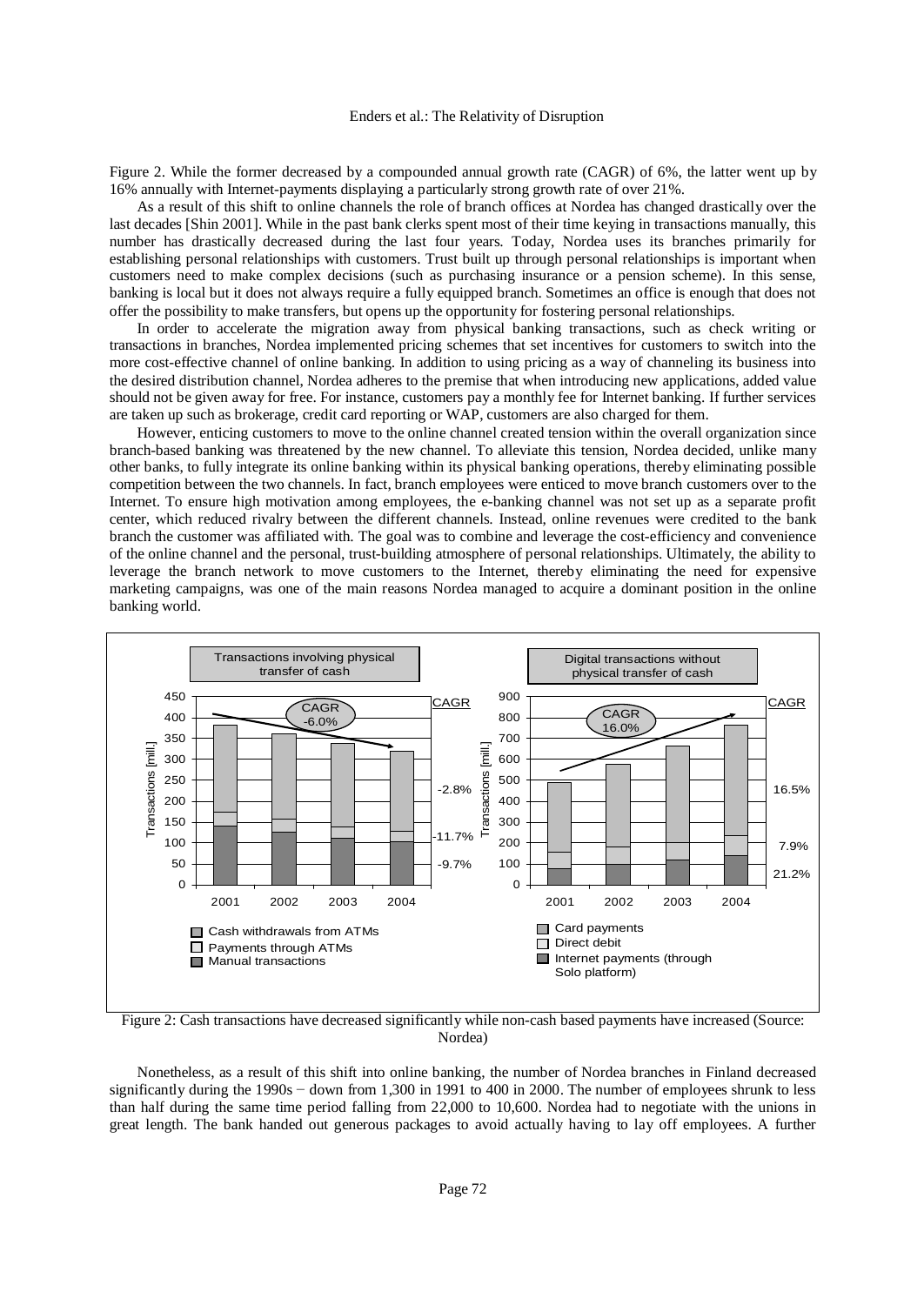Figure 2. While the former decreased by a compounded annual growth rate (CAGR) of 6%, the latter went up by 16% annually with Internet-payments displaying a particularly strong growth rate of over 21%.

As a result of this shift to online channels the role of branch offices at Nordea has changed drastically over the last decades [Shin 2001]. While in the past bank clerks spent most of their time keying in transactions manually, this number has drastically decreased during the last four years. Today, Nordea uses its branches primarily for establishing personal relationships with customers. Trust built up through personal relationships is important when customers need to make complex decisions (such as purchasing insurance or a pension scheme). In this sense, banking is local but it does not always require a fully equipped branch. Sometimes an office is enough that does not offer the possibility to make transfers, but opens up the opportunity for fostering personal relationships.

In order to accelerate the migration away from physical banking transactions, such as check writing or transactions in branches, Nordea implemented pricing schemes that set incentives for customers to switch into the more cost-effective channel of online banking. In addition to using pricing as a way of channeling its business into the desired distribution channel, Nordea adheres to the premise that when introducing new applications, added value should not be given away for free. For instance, customers pay a monthly fee for Internet banking. If further services are taken up such as brokerage, credit card reporting or WAP, customers are also charged for them.

However, enticing customers to move to the online channel created tension within the overall organization since branch-based banking was threatened by the new channel. To alleviate this tension, Nordea decided, unlike many other banks, to fully integrate its online banking within its physical banking operations, thereby eliminating possible competition between the two channels. In fact, branch employees were enticed to move branch customers over to the Internet. To ensure high motivation among employees, the e-banking channel was not set up as a separate profit center, which reduced rivalry between the different channels. Instead, online revenues were credited to the bank branch the customer was affiliated with. The goal was to combine and leverage the cost-efficiency and convenience of the online channel and the personal, trust-building atmosphere of personal relationships. Ultimately, the ability to leverage the branch network to move customers to the Internet, thereby eliminating the need for expensive marketing campaigns, was one of the main reasons Nordea managed to acquire a dominant position in the online banking world.

Transactions involving physical transfer of cash

CAGR -6.0%

Transactions [mill.]

0 50 100 150 200 250 300 350 400 450

2001 2002 2003 2004

CAGR

-2.8%

-11.7%

-9.7%

Cash withdrawals from ATMs
Payments through ATMs
Manual transactions

Digital transactions without physical transfer of cash

CAGR 16.0%

Transactions [mill.]

0 100 200 300 400 500 600 700 800 900

2001 2002 2003 2004

CAGR

16.5%

7.9%

21.2%

Card payments
Direct debit
Internet payments (through Solo platform)

Figure 2: Cash transactions have decreased significantly while non-cash based payments have increased (Source: Nordea)

Nonetheless, as a result of this shift into online banking, the number of Nordea branches in Finland decreased significantly during the 1990s − down from 1,300 in 1991 to 400 in 2000. The number of employees shrunk to less than half during the same time period falling from 22,000 to 10,600. Nordea had to negotiate with the unions in great length. The bank handed out generous packages to avoid actually having to lay off employees. A further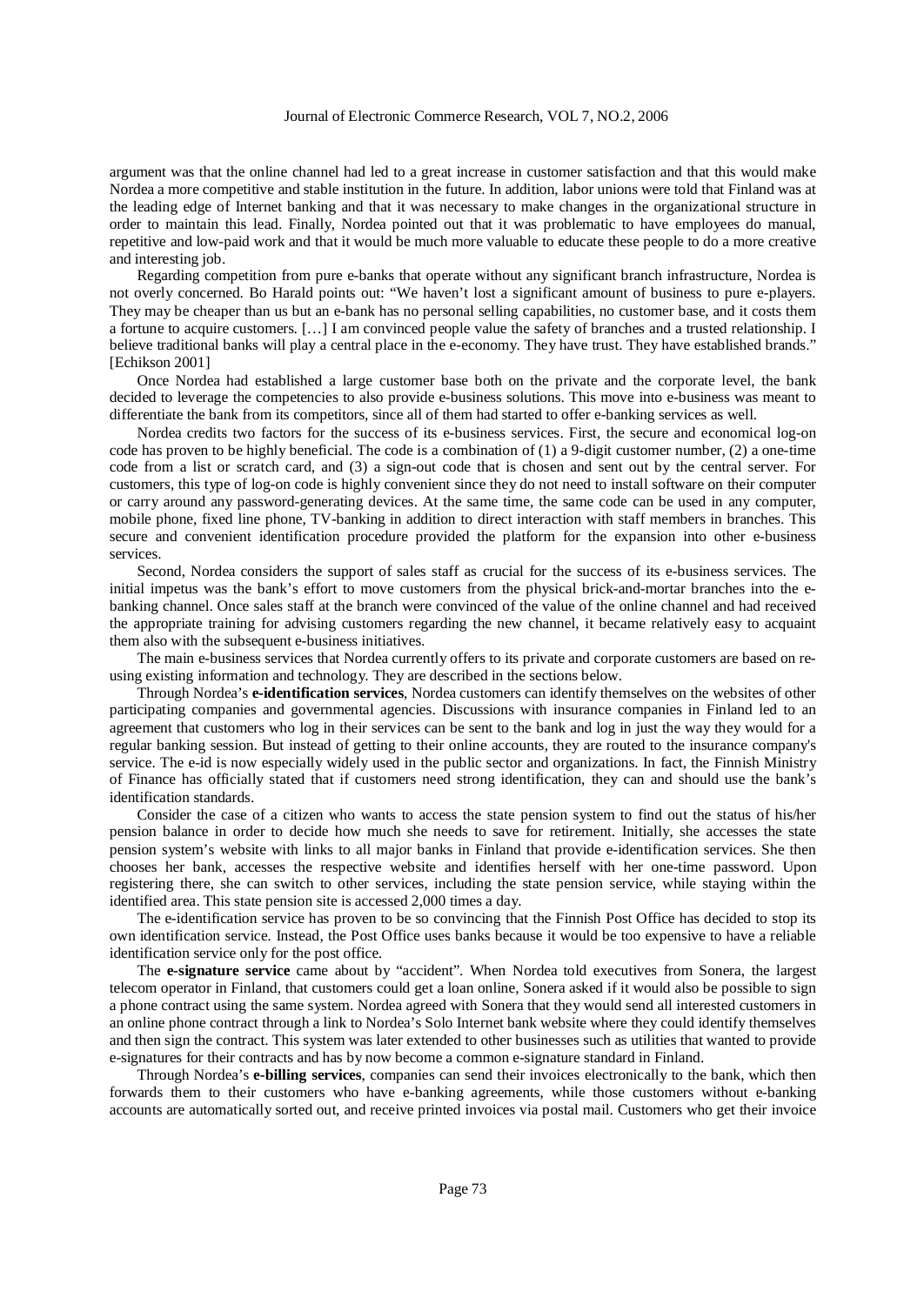argument was that the online channel had led to a great increase in customer satisfaction and that this would make Nordea a more competitive and stable institution in the future. In addition, labor unions were told that Finland was at the leading edge of Internet banking and that it was necessary to make changes in the organizational structure in order to maintain this lead. Finally, Nordea pointed out that it was problematic to have employees do manual, repetitive and low-paid work and that it would be much more valuable to educate these people to do a more creative and interesting job.

Regarding competition from pure e-banks that operate without any significant branch infrastructure, Nordea is not overly concerned. Bo Harald points out: "We haven't lost a significant amount of business to pure e-players. They may be cheaper than us but an e-bank has no personal selling capabilities, no customer base, and it costs them a fortune to acquire customers. […] I am convinced people value the safety of branches and a trusted relationship. I believe traditional banks will play a central place in the e-economy. They have trust. They have established brands." [Echikson 2001]

Once Nordea had established a large customer base both on the private and the corporate level, the bank decided to leverage the competencies to also provide e-business solutions. This move into e-business was meant to differentiate the bank from its competitors, since all of them had started to offer e-banking services as well.

Nordea credits two factors for the success of its e-business services. First, the secure and economical log-on code has proven to be highly beneficial. The code is a combination of (1) a 9-digit customer number, (2) a one-time code from a list or scratch card, and (3) a sign-out code that is chosen and sent out by the central server. For customers, this type of log-on code is highly convenient since they do not need to install software on their computer or carry around any password-generating devices. At the same time, the same code can be used in any computer, mobile phone, fixed line phone, TV-banking in addition to direct interaction with staff members in branches. This secure and convenient identification procedure provided the platform for the expansion into other e-business services.

Second, Nordea considers the support of sales staff as crucial for the success of its e-business services. The initial impetus was the bank's effort to move customers from the physical brick-and-mortar branches into the e-banking channel. Once sales staff at the branch were convinced of the value of the online channel and had received the appropriate training for advising customers regarding the new channel, it became relatively easy to acquaint them also with the subsequent e-business initiatives.

The main e-business services that Nordea currently offers to its private and corporate customers are based on re-using existing information and technology. They are described in the sections below.

Through Nordea's **e-identification services**, Nordea customers can identify themselves on the websites of other participating companies and governmental agencies. Discussions with insurance companies in Finland led to an agreement that customers who log in their services can be sent to the bank and log in just the way they would for a regular banking session. But instead of getting to their online accounts, they are routed to the insurance company's service. The e-id is now especially widely used in the public sector and organizations. In fact, the Finnish Ministry of Finance has officially stated that if customers need strong identification, they can and should use the bank's identification standards.

Consider the case of a citizen who wants to access the state pension system to find out the status of his/her pension balance in order to decide how much she needs to save for retirement. Initially, she accesses the state pension system's website with links to all major banks in Finland that provide e-identification services. She then chooses her bank, accesses the respective website and identifies herself with her one-time password. Upon registering there, she can switch to other services, including the state pension service, while staying within the identified area. This state pension site is accessed 2,000 times a day.

The e-identification service has proven to be so convincing that the Finnish Post Office has decided to stop its own identification service. Instead, the Post Office uses banks because it would be too expensive to have a reliable identification service only for the post office.

The **e-signature service** came about by "accident". When Nordea told executives from Sonera, the largest telecom operator in Finland, that customers could get a loan online, Sonera asked if it would also be possible to sign a phone contract using the same system. Nordea agreed with Sonera that they would send all interested customers in an online phone contract through a link to Nordea's Solo Internet bank website where they could identify themselves and then sign the contract. This system was later extended to other businesses such as utilities that wanted to provide e-signatures for their contracts and has by now become a common e-signature standard in Finland.

Through Nordea's **e-billing services**, companies can send their invoices electronically to the bank, which then forwards them to their customers who have e-banking agreements, while those customers without e-banking accounts are automatically sorted out, and receive printed invoices via postal mail. Customers who get their invoice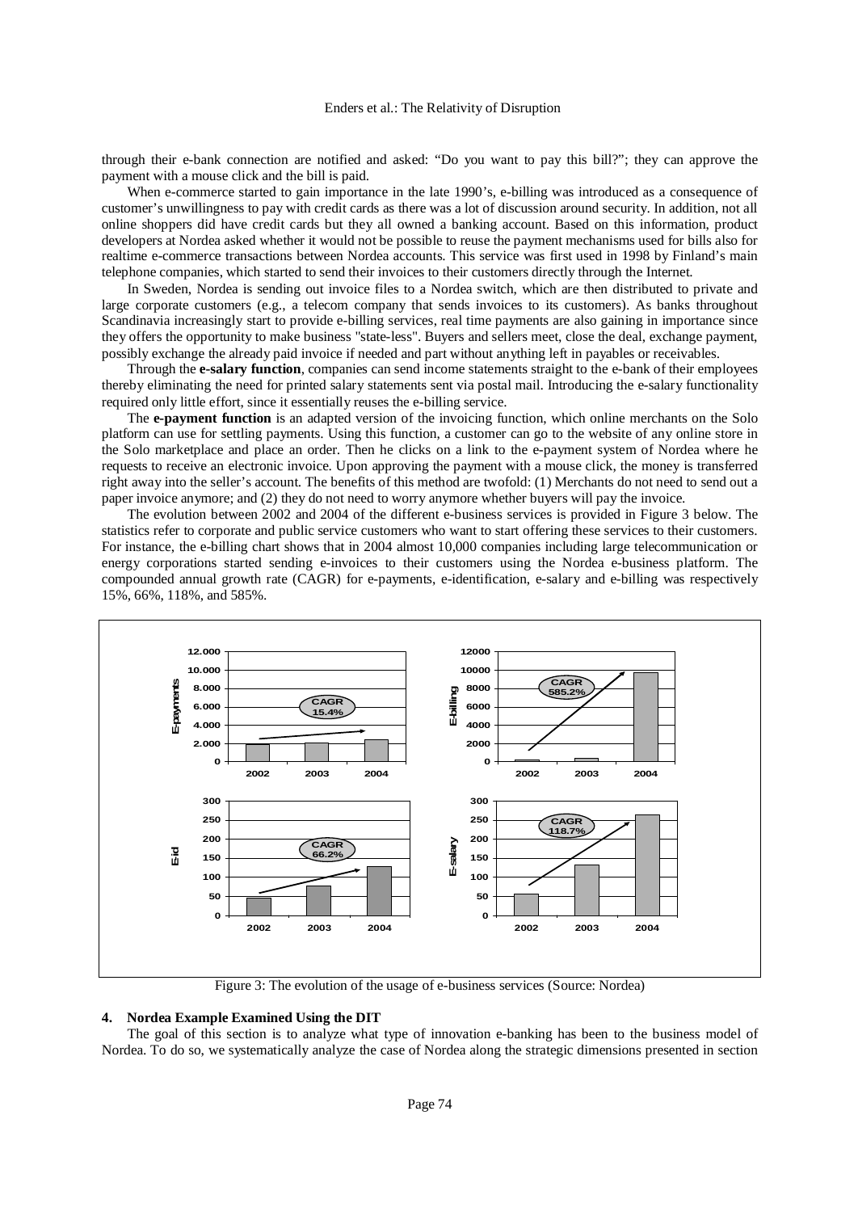through their e-bank connection are notified and asked: "Do you want to pay this bill?"; they can approve the payment with a mouse click and the bill is paid.

When e-commerce started to gain importance in the late 1990's, e-billing was introduced as a consequence of customer's unwillingness to pay with credit cards as there was a lot of discussion around security. In addition, not all online shoppers did have credit cards but they all owned a banking account. Based on this information, product developers at Nordea asked whether it would not be possible to reuse the payment mechanisms used for bills also for realtime e-commerce transactions between Nordea accounts. This service was first used in 1998 by Finland's main telephone companies, which started to send their invoices to their customers directly through the Internet.

In Sweden, Nordea is sending out invoice files to a Nordea switch, which are then distributed to private and large corporate customers (e.g., a telecom company that sends invoices to its customers). As banks throughout Scandinavia increasingly start to provide e-billing services, real time payments are also gaining in importance since they offers the opportunity to make business "state-less". Buyers and sellers meet, close the deal, exchange payment, possibly exchange the already paid invoice if needed and part without anything left in payables or receivables.

Through the **e-salary function**, companies can send income statements straight to the e-bank of their employees thereby eliminating the need for printed salary statements sent via postal mail. Introducing the e-salary functionality required only little effort, since it essentially reuses the e-billing service.

The **e-payment function** is an adapted version of the invoicing function, which online merchants on the Solo platform can use for settling payments. Using this function, a customer can go to the website of any online store in the Solo marketplace and place an order. Then he clicks on a link to the e-payment system of Nordea where he requests to receive an electronic invoice. Upon approving the payment with a mouse click, the money is transferred right away into the seller's account. The benefits of this method are twofold: (1) Merchants do not need to send out a paper invoice anymore; and (2) they do not need to worry anymore whether buyers will pay the invoice.

The evolution between 2002 and 2004 of the different e-business services is provided in Figure 3 below. The statistics refer to corporate and public service customers who want to start offering these services to their customers. For instance, the e-billing chart shows that in 2004 almost 10,000 companies including large telecommunication or energy corporations started sending e-invoices to their customers using the Nordea e-business platform. The compounded annual growth rate (CAGR) for e-payments, e-identification, e-salary and e-billing was respectively 15%, 66%, 118%, and 585%.

Figure 3: The evolution of the usage of e-business services (Source: Nordea)

## 4. Nordea Example Examined Using the DIT

The goal of this section is to analyze what type of innovation e-banking has been to the business model of Nordea. To do so, we systematically analyze the case of Nordea along the strategic dimensions presented in section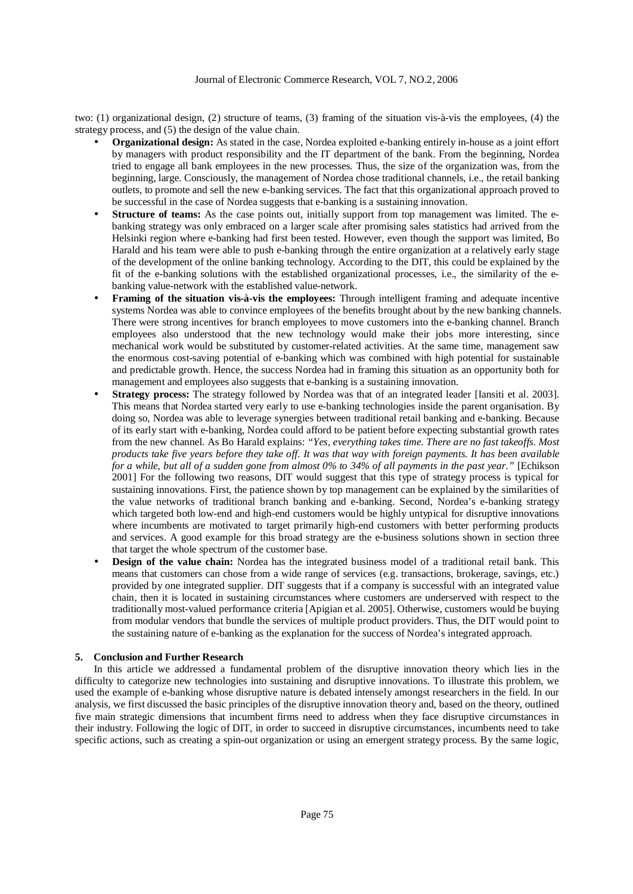two: (1) organizational design, (2) structure of teams, (3) framing of the situation vis-à-vis the employees, (4) the strategy process, and (5) the design of the value chain.

- **Organizational design:** As stated in the case, Nordea exploited e-banking entirely in-house as a joint effort by managers with product responsibility and the IT department of the bank. From the beginning, Nordea tried to engage all bank employees in the new processes. Thus, the size of the organization was, from the beginning, large. Consciously, the management of Nordea chose traditional channels, i.e., the retail banking outlets, to promote and sell the new e-banking services. The fact that this organizational approach proved to be successful in the case of Nordea suggests that e-banking is a sustaining innovation.
- **Structure of teams:** As the case points out, initially support from top management was limited. The e-banking strategy was only embraced on a larger scale after promising sales statistics had arrived from the Helsinki region where e-banking had first been tested. However, even though the support was limited, Bo Harald and his team were able to push e-banking through the entire organization at a relatively early stage of the development of the online banking technology. According to the DIT, this could be explained by the fit of the e-banking solutions with the established organizational processes, i.e., the similarity of the e-banking value-network with the established value-network.
- **Framing of the situation vis-à-vis the employees:** Through intelligent framing and adequate incentive systems Nordea was able to convince employees of the benefits brought about by the new banking channels. There were strong incentives for branch employees to move customers into the e-banking channel. Branch employees also understood that the new technology would make their jobs more interesting, since mechanical work would be substituted by customer-related activities. At the same time, management saw the enormous cost-saving potential of e-banking which was combined with high potential for sustainable and predictable growth. Hence, the success Nordea had in framing this situation as an opportunity both for management and employees also suggests that e-banking is a sustaining innovation.
- **Strategy process:** The strategy followed by Nordea was that of an integrated leader [Iansiti et al. 2003]. This means that Nordea started very early to use e-banking technologies inside the parent organisation. By doing so, Nordea was able to leverage synergies between traditional retail banking and e-banking. Because of its early start with e-banking, Nordea could afford to be patient before expecting substantial growth rates from the new channel. As Bo Harald explains: *"Yes, everything takes time. There are no fast takeoffs. Most products take five years before they take off. It was that way with foreign payments. It has been available for a while, but all of a sudden gone from almost 0% to 34% of all payments in the past year."* [Echikson 2001] For the following two reasons, DIT would suggest that this type of strategy process is typical for sustaining innovations. First, the patience shown by top management can be explained by the similarities of the value networks of traditional branch banking and e-banking. Second, Nordea's e-banking strategy which targeted both low-end and high-end customers would be highly untypical for disruptive innovations where incumbents are motivated to target primarily high-end customers with better performing products and services. A good example for this broad strategy are the e-business solutions shown in section three that target the whole spectrum of the customer base.
- **Design of the value chain:** Nordea has the integrated business model of a traditional retail bank. This means that customers can chose from a wide range of services (e.g. transactions, brokerage, savings, etc.) provided by one integrated supplier. DIT suggests that if a company is successful with an integrated value chain, then it is located in sustaining circumstances where customers are underserved with respect to the traditionally most-valued performance criteria [Apigian et al. 2005]. Otherwise, customers would be buying from modular vendors that bundle the services of multiple product providers. Thus, the DIT would point to the sustaining nature of e-banking as the explanation for the success of Nordea's integrated approach.

## 5. Conclusion and Further Research

In this article we addressed a fundamental problem of the disruptive innovation theory which lies in the difficulty to categorize new technologies into sustaining and disruptive innovations. To illustrate this problem, we used the example of e-banking whose disruptive nature is debated intensely amongst researchers in the field. In our analysis, we first discussed the basic principles of the disruptive innovation theory and, based on the theory, outlined five main strategic dimensions that incumbent firms need to address when they face disruptive circumstances in their industry. Following the logic of DIT, in order to succeed in disruptive circumstances, incumbents need to take specific actions, such as creating a spin-out organization or using an emergent strategy process. By the same logic,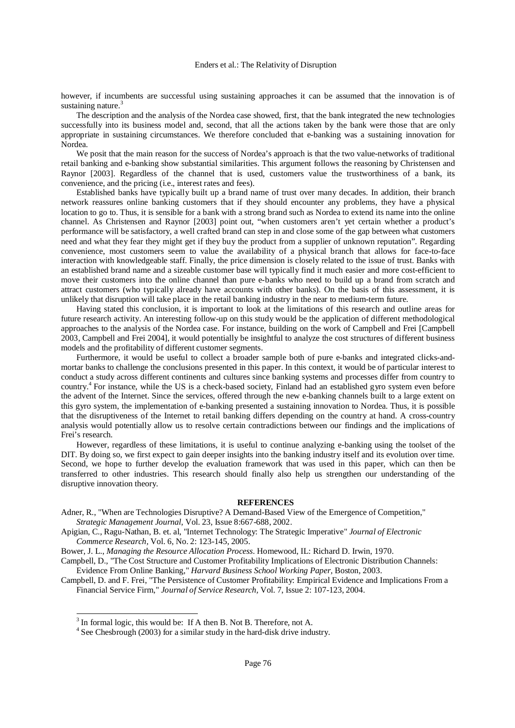however, if incumbents are successful using sustaining approaches it can be assumed that the innovation is of sustaining nature.[3]

The description and the analysis of the Nordea case showed, first, that the bank integrated the new technologies successfully into its business model and, second, that all the actions taken by the bank were those that are only appropriate in sustaining circumstances. We therefore concluded that e-banking was a sustaining innovation for Nordea.

We posit that the main reason for the success of Nordea's approach is that the two value-networks of traditional retail banking and e-banking show substantial similarities. This argument follows the reasoning by Christensen and Raynor [2003]. Regardless of the channel that is used, customers value the trustworthiness of a bank, its convenience, and the pricing (i.e., interest rates and fees).

Established banks have typically built up a brand name of trust over many decades. In addition, their branch network reassures online banking customers that if they should encounter any problems, they have a physical location to go to. Thus, it is sensible for a bank with a strong brand such as Nordea to extend its name into the online channel. As Christensen and Raynor [2003] point out, "when customers aren't yet certain whether a product's performance will be satisfactory, a well crafted brand can step in and close some of the gap between what customers need and what they fear they might get if they buy the product from a supplier of unknown reputation". Regarding convenience, most customers seem to value the availability of a physical branch that allows for face-to-face interaction with knowledgeable staff. Finally, the price dimension is closely related to the issue of trust. Banks with an established brand name and a sizeable customer base will typically find it much easier and more cost-efficient to move their customers into the online channel than pure e-banks who need to build up a brand from scratch and attract customers (who typically already have accounts with other banks). On the basis of this assessment, it is unlikely that disruption will take place in the retail banking industry in the near to medium-term future.

Having stated this conclusion, it is important to look at the limitations of this research and outline areas for future research activity. An interesting follow-up on this study would be the application of different methodological approaches to the analysis of the Nordea case. For instance, building on the work of Campbell and Frei [Campbell 2003, Campbell and Frei 2004], it would potentially be insightful to analyze the cost structures of different business models and the profitability of different customer segments.

Furthermore, it would be useful to collect a broader sample both of pure e-banks and integrated clicks-and-mortar banks to challenge the conclusions presented in this paper. In this context, it would be of particular interest to conduct a study across different continents and cultures since banking systems and processes differ from country to country.[4] For instance, while the US is a check-based society, Finland had an established gyro system even before the advent of the Internet. Since the services, offered through the new e-banking channels built to a large extent on this gyro system, the implementation of e-banking presented a sustaining innovation to Nordea. Thus, it is possible that the disruptiveness of the Internet to retail banking differs depending on the country at hand. A cross-country analysis would potentially allow us to resolve certain contradictions between our findings and the implications of Frei's research.

However, regardless of these limitations, it is useful to continue analyzing e-banking using the toolset of the DIT. By doing so, we first expect to gain deeper insights into the banking industry itself and its evolution over time. Second, we hope to further develop the evaluation framework that was used in this paper, which can then be transferred to other industries. This research should finally also help us strengthen our understanding of the disruptive innovation theory.

## REFERENCES

Adner, R., "When are Technologies Disruptive? A Demand-Based View of the Emergence of Competition," *Strategic Management Journal*, Vol. 23, Issue 8:667-688, 2002.

Apigian, C., Ragu-Nathan, B. et. al, "Internet Technology: The Strategic Imperative" *Journal of Electronic Commerce Research*, Vol. 6, No. 2: 123-145, 2005.

Bower, J. L., *Managing the Resource Allocation Process*. Homewood, IL: Richard D. Irwin, 1970.

Campbell, D., "The Cost Structure and Customer Profitability Implications of Electronic Distribution Channels: Evidence From Online Banking," *Harvard Business School Working Paper*, Boston, 2003.

Campbell, D. and F. Frei, "The Persistence of Customer Profitability: Empirical Evidence and Implications From a Financial Service Firm," *Journal of Service Research*, Vol. 7, Issue 2: 107-123, 2004.

---

[3] In formal logic, this would be: If A then B. Not B. Therefore, not A.

[4] See Chesbrough (2003) for a similar study in the hard-disk drive industry.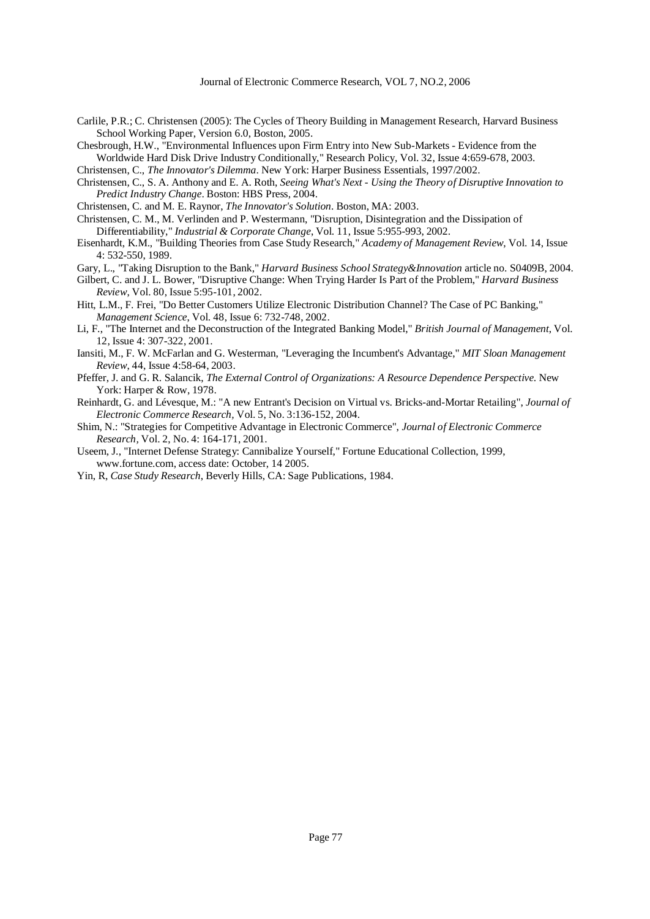Carlile, P.R.; C. Christensen (2005): The Cycles of Theory Building in Management Research, Harvard Business School Working Paper, Version 6.0, Boston, 2005.

Chesbrough, H.W., "Environmental Influences upon Firm Entry into New Sub-Markets - Evidence from the Worldwide Hard Disk Drive Industry Conditionally," Research Policy, Vol. 32, Issue 4:659-678, 2003.

Christensen, C., *The Innovator's Dilemma*. New York: Harper Business Essentials, 1997/2002.

Christensen, C., S. A. Anthony and E. A. Roth, *Seeing What's Next - Using the Theory of Disruptive Innovation to Predict Industry Change*. Boston: HBS Press, 2004.

Christensen, C. and M. E. Raynor, *The Innovator's Solution*. Boston, MA: 2003.

Christensen, C. M., M. Verlinden and P. Westermann, "Disruption, Disintegration and the Dissipation of Differentiability," *Industrial & Corporate Change*, Vol. 11, Issue 5:955-993, 2002.

Eisenhardt, K.M., "Building Theories from Case Study Research," *Academy of Management Review*, Vol. 14, Issue 4: 532-550, 1989.

Gary, L., "Taking Disruption to the Bank," *Harvard Business School Strategy&Innovation* article no. S0409B, 2004.

Gilbert, C. and J. L. Bower, "Disruptive Change: When Trying Harder Is Part of the Problem," *Harvard Business Review*, Vol. 80, Issue 5:95-101, 2002.

Hitt, L.M., F. Frei, "Do Better Customers Utilize Electronic Distribution Channel? The Case of PC Banking," *Management Science*, Vol. 48, Issue 6: 732-748, 2002.

Li, F., "The Internet and the Deconstruction of the Integrated Banking Model," *British Journal of Management*, Vol. 12, Issue 4: 307-322, 2001.

Iansiti, M., F. W. McFarlan and G. Westerman, "Leveraging the Incumbent's Advantage," *MIT Sloan Management Review*, 44, Issue 4:58-64, 2003.

Pfeffer, J. and G. R. Salancik, *The External Control of Organizations: A Resource Dependence Perspective.* New York: Harper & Row, 1978.

Reinhardt, G. and Lévesque, M.: "A new Entrant's Decision on Virtual vs. Bricks-and-Mortar Retailing", *Journal of Electronic Commerce Research*, Vol. 5, No. 3:136-152, 2004.

Shim, N.: "Strategies for Competitive Advantage in Electronic Commerce", *Journal of Electronic Commerce Research*, Vol. 2, No. 4: 164-171, 2001.

Useem, J., "Internet Defense Strategy: Cannibalize Yourself," Fortune Educational Collection, 1999, www.fortune.com, access date: October, 14 2005.

Yin, R, *Case Study Research*, Beverly Hills, CA: Sage Publications, 1984.